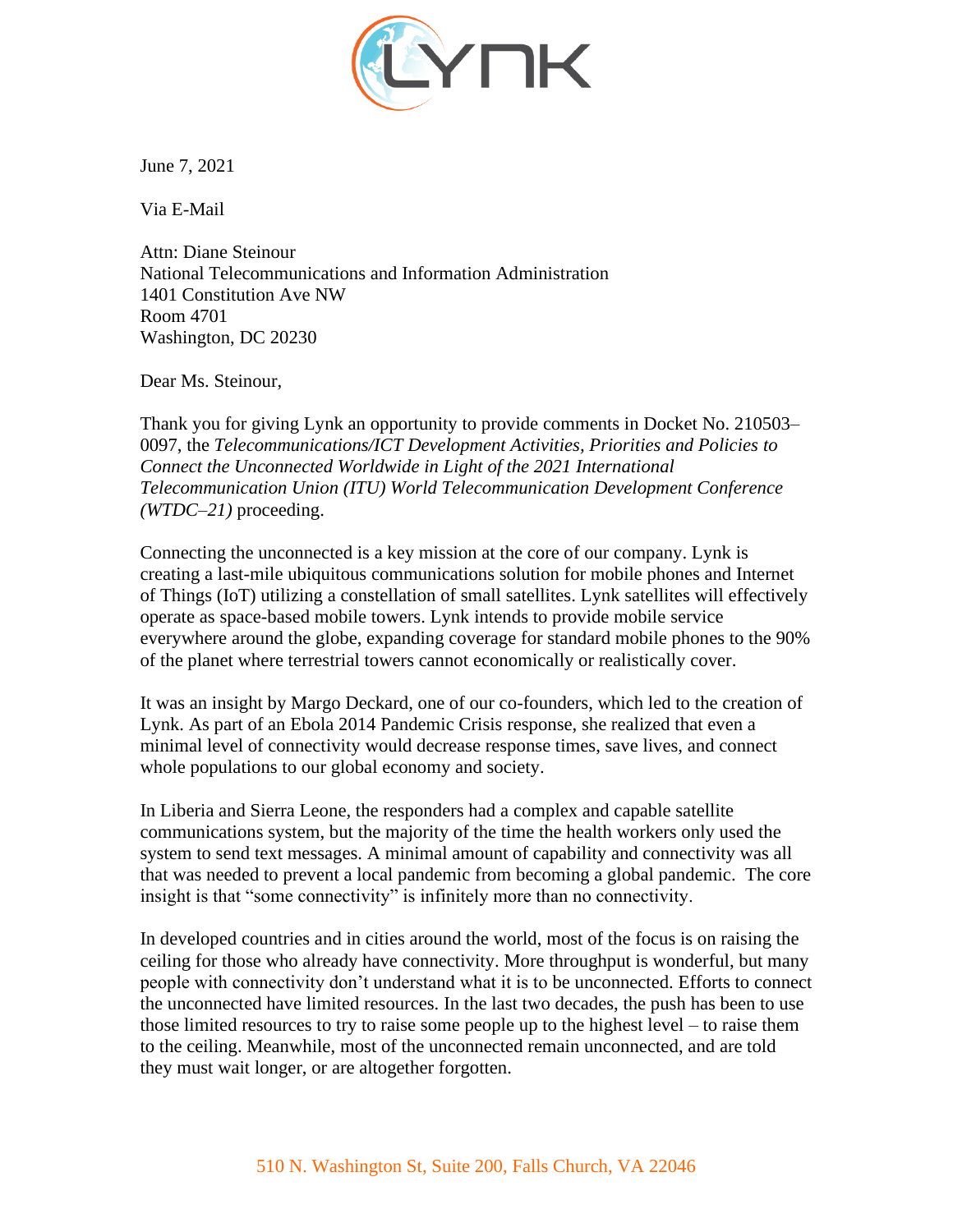June 7, 2021

Via E-Mail

Attn: Diane Steinour
National Telecommunications and Information Administration
1401 Constitution Ave NW
Room 4701
Washington, DC 20230

Dear Ms. Steinour,

Thank you for giving Lynk an opportunity to provide comments in Docket No. 210503–0097, the *Telecommunications/ICT Development Activities, Priorities and Policies to Connect the Unconnected Worldwide in Light of the 2021 International Telecommunication Union (ITU) World Telecommunication Development Conference (WTDC–21)* proceeding.

Connecting the unconnected is a key mission at the core of our company. Lynk is creating a last-mile ubiquitous communications solution for mobile phones and Internet of Things (IoT) utilizing a constellation of small satellites. Lynk satellites will effectively operate as space-based mobile towers. Lynk intends to provide mobile service everywhere around the globe, expanding coverage for standard mobile phones to the 90% of the planet where terrestrial towers cannot economically or realistically cover.

It was an insight by Margo Deckard, one of our co-founders, which led to the creation of Lynk. As part of an Ebola 2014 Pandemic Crisis response, she realized that even a minimal level of connectivity would decrease response times, save lives, and connect whole populations to our global economy and society.

In Liberia and Sierra Leone, the responders had a complex and capable satellite communications system, but the majority of the time the health workers only used the system to send text messages. A minimal amount of capability and connectivity was all that was needed to prevent a local pandemic from becoming a global pandemic. The core insight is that "some connectivity" is infinitely more than no connectivity.

In developed countries and in cities around the world, most of the focus is on raising the ceiling for those who already have connectivity. More throughput is wonderful, but many people with connectivity don't understand what it is to be unconnected. Efforts to connect the unconnected have limited resources. In the last two decades, the push has been to use those limited resources to try to raise some people up to the highest level – to raise them to the ceiling. Meanwhile, most of the unconnected remain unconnected, and are told they must wait longer, or are altogether forgotten.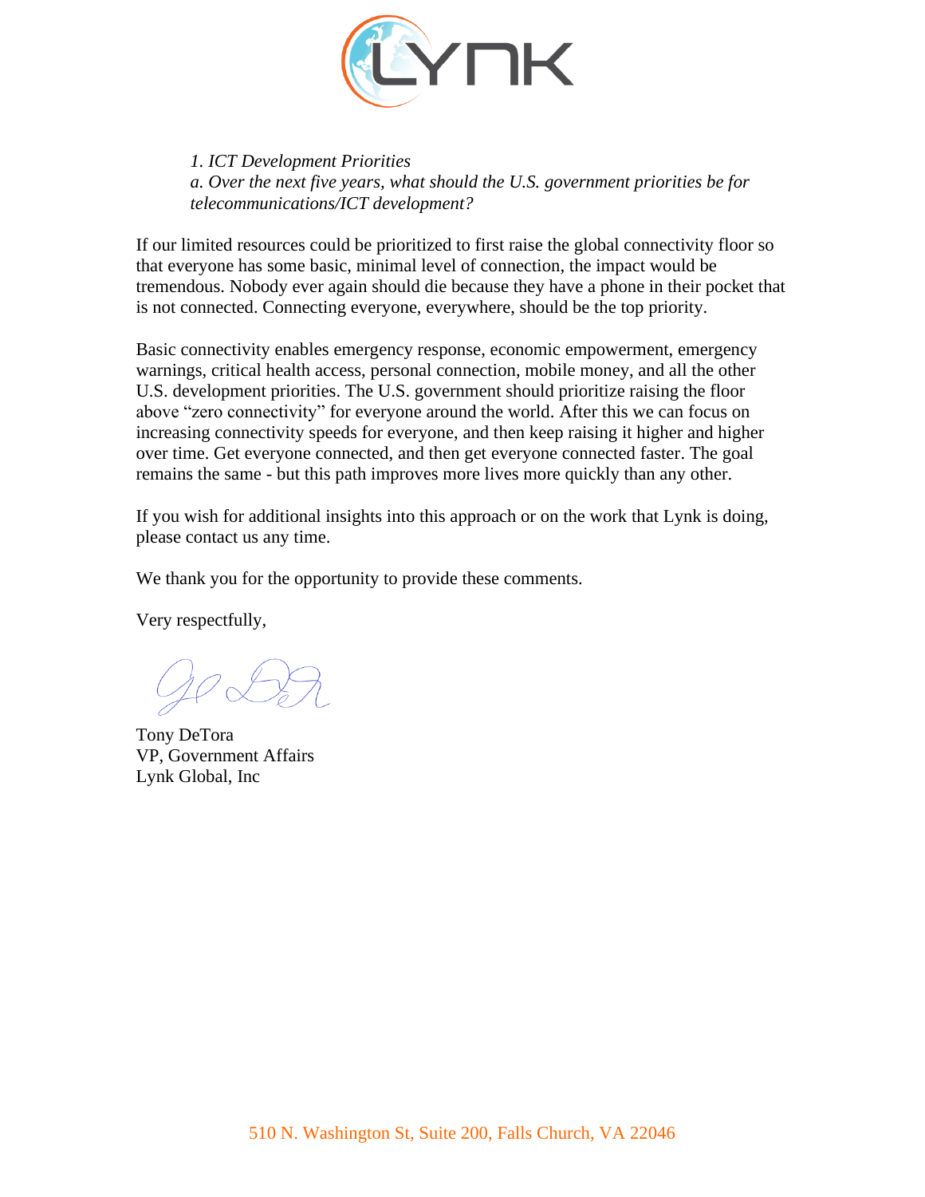*1. ICT Development Priorities*
*a. Over the next five years, what should the U.S. government priorities be for telecommunications/ICT development?*

If our limited resources could be prioritized to first raise the global connectivity floor so that everyone has some basic, minimal level of connection, the impact would be tremendous. Nobody ever again should die because they have a phone in their pocket that is not connected. Connecting everyone, everywhere, should be the top priority.

Basic connectivity enables emergency response, economic empowerment, emergency warnings, critical health access, personal connection, mobile money, and all the other U.S. development priorities. The U.S. government should prioritize raising the floor above "zero connectivity" for everyone around the world. After this we can focus on increasing connectivity speeds for everyone, and then keep raising it higher and higher over time. Get everyone connected, and then get everyone connected faster. The goal remains the same - but this path improves more lives more quickly than any other.

If you wish for additional insights into this approach or on the work that Lynk is doing, please contact us any time.

We thank you for the opportunity to provide these comments.

Very respectfully,

Tony DeTora
VP, Government Affairs
Lynk Global, Inc

510 N. Washington St, Suite 200, Falls Church, VA 22046